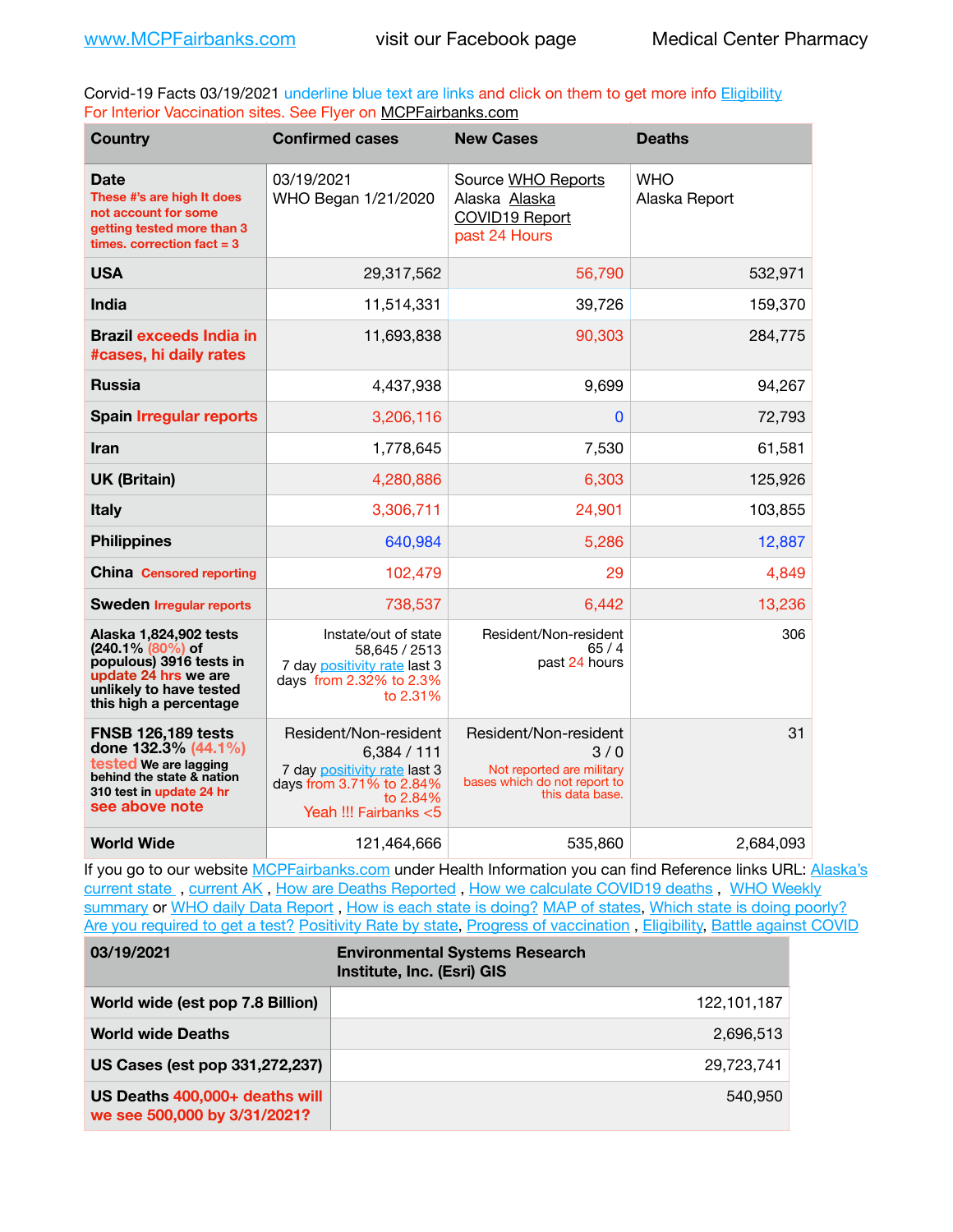www.MCPFairbanks.com visit our Facebook page Medical Center Pharmacy

Corvid-19 Facts 03/19/2021 underline blue text are links and click on them to get more info Eligibility For Interior Vaccination sites. See Flyer on MCPFairbanks.com

| Country | Confirmed cases | New Cases | Deaths |
|---|---|---|---|
| **Date** These #'s are high It does not account for some getting tested more than 3 times. correction fact = 3 | 03/19/2021 WHO Began 1/21/2020 | Source WHO Reports Alaska Alaska COVID19 Report past 24 Hours | WHO Alaska Report |
| **USA** | 29,317,562 | 56,790 | 532,971 |
| **India** | 11,514,331 | 39,726 | 159,370 |
| **Brazil exceeds India in #cases, hi daily rates** | 11,693,838 | 90,303 | 284,775 |
| **Russia** | 4,437,938 | 9,699 | 94,267 |
| **Spain Irregular reports** | 3,206,116 | 0 | 72,793 |
| **Iran** | 1,778,645 | 7,530 | 61,581 |
| **UK (Britain)** | 4,280,886 | 6,303 | 125,926 |
| **Italy** | 3,306,711 | 24,901 | 103,855 |
| **Philippines** | 640,984 | 5,286 | 12,887 |
| **China Censored reporting** | 102,479 | 29 | 4,849 |
| **Sweden Irregular reports** | 738,537 | 6,442 | 13,236 |
| **Alaska 1,824,902 tests (240.1% (80%) of populous) 3916 tests in update 24 hrs we are unlikely to have tested this high a percentage** | Instate/out of state 58,645 / 2513 7 day positivity rate last 3 days from 2.32% to 2.3% to 2.31% | Resident/Non-resident 65 / 4 past 24 hours | 306 |
| **FNSB 126,189 tests done 132.3% (44.1%) tested We are lagging behind the state & nation 310 test in update 24 hr see above note** | Resident/Non-resident 6,384 / 111 7 day positivity rate last 3 days from 3.71% to 2.84% to 2.84% Yeah !!! Fairbanks <5 | Resident/Non-resident 3 / 0 Not reported are military bases which do not report to this data base. | 31 |
| **World Wide** | 121,464,666 | 535,860 | 2,684,093 |

If you go to our website MCPFairbanks.com under Health Information you can find Reference links URL: Alaska's current state , current AK , How are Deaths Reported , How we calculate COVID19 deaths , WHO Weekly summary or WHO daily Data Report , How is each state is doing? MAP of states, Which state is doing poorly? Are you required to get a test? Positivity Rate by state, Progress of vaccination , Eligibility, Battle against COVID

| 03/19/2021 | Environmental Systems Research Institute, Inc. (Esri) GIS |
|---|---|
| **World wide (est pop 7.8 Billion)** | 122,101,187 |
| **World wide Deaths** | 2,696,513 |
| **US Cases (est pop 331,272,237)** | 29,723,741 |
| **US Deaths 400,000+ deaths will we see 500,000 by 3/31/2021?** | 540,950 |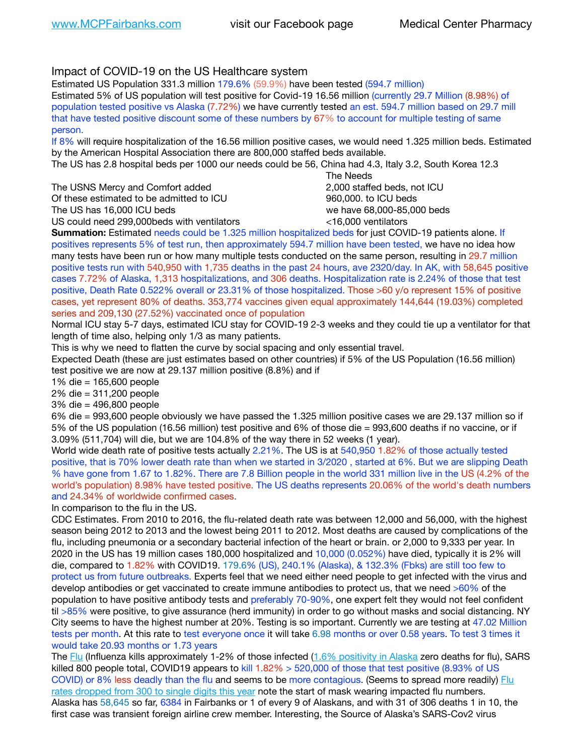Impact of COVID-19 on the US Healthcare system

Estimated US Population 331.3 million 179.6% (59.9%) have been tested (594.7 million)

Estimated 5% of US population will test positive for Covid-19 16.56 million (currently 29.7 Million (8.98%) of population tested positive vs Alaska (7.72%) we have currently tested an est. 594.7 million based on 29.7 mill that have tested positive discount some of these numbers by 67% to account for multiple testing of same person.

If 8% will require hospitalization of the 16.56 million positive cases, we would need 1.325 million beds. Estimated by the American Hospital Association there are 800,000 staffed beds available.

The US has 2.8 hospital beds per 1000 our needs could be 56, China had 4.3, Italy 3.2, South Korea 12.3

| | The Needs |
|---|---|
| The USNS Mercy and Comfort added | 2,000 staffed beds, not ICU |
| Of these estimated to be admitted to ICU | 960,000. to ICU beds |
| The US has 16,000 ICU beds | we have 68,000-85,000 beds |
| US could need 299,000beds with ventilators | <16,000 ventilators |

**Summation:** Estimated needs could be 1.325 million hospitalized beds for just COVID-19 patients alone. If positives represents 5% of test run, then approximately 594.7 million have been tested, we have no idea how many tests have been run or how many multiple tests conducted on the same person, resulting in 29.7 million positive tests run with 540,950 with 1,735 deaths in the past 24 hours, ave 2320/day. In AK, with 58,645 positive cases 7.72% of Alaska, 1,313 hospitalizations, and 306 deaths. Hospitalization rate is 2.24% of those that test positive, Death Rate 0.522% overall or 23.31% of those hospitalized. Those >60 y/o represent 15% of positive cases, yet represent 80% of deaths. 353,774 vaccines given equal approximately 144,644 (19.03%) completed series and 209,130 (27.52%) vaccinated once of population

Normal ICU stay 5-7 days, estimated ICU stay for COVID-19 2-3 weeks and they could tie up a ventilator for that length of time also, helping only 1/3 as many patients.

This is why we need to flatten the curve by social spacing and only essential travel.

Expected Death (these are just estimates based on other countries) if 5% of the US Population (16.56 million) test positive we are now at 29.137 million positive (8.8%) and if

1% die = 165,600 people

2% die = 311,200 people

3% die = 496,800 people

6% die = 993,600 people obviously we have passed the 1.325 million positive cases we are 29.137 million so if 5% of the US population (16.56 million) test positive and 6% of those die = 993,600 deaths if no vaccine, or if 3.09% (511,704) will die, but we are 104.8% of the way there in 52 weeks (1 year).

World wide death rate of positive tests actually 2.21%. The US is at 540,950 1.82% of those actually tested positive, that is 70% lower death rate than when we started in 3/2020 , started at 6%. But we are slipping Death % have gone from 1.67 to 1.82%. There are 7.8 Billion people in the world 331 million live in the US (4.2% of the world's population) 8.98% have tested positive. The US deaths represents 20.06% of the world's death numbers and 24.34% of worldwide confirmed cases.

In comparison to the flu in the US.

CDC Estimates. From 2010 to 2016, the flu-related death rate was between 12,000 and 56,000, with the highest season being 2012 to 2013 and the lowest being 2011 to 2012. Most deaths are caused by complications of the flu, including pneumonia or a secondary bacterial infection of the heart or brain. or 2,000 to 9,333 per year. In 2020 in the US has 19 million cases 180,000 hospitalized and 10,000 (0.052%) have died, typically it is 2% will die, compared to 1.82% with COVID19. 179.6% (US), 240.1% (Alaska), & 132.3% (Fbks) are still too few to protect us from future outbreaks. Experts feel that we need either need people to get infected with the virus and develop antibodies or get vaccinated to create immune antibodies to protect us, that we need >60% of the population to have positive antibody tests and preferably 70-90%, one expert felt they would not feel confident til >85% were positive, to give assurance (herd immunity) in order to go without masks and social distancing. NY City seems to have the highest number at 20%. Testing is so important. Currently we are testing at 47.02 Million tests per month. At this rate to test everyone once it will take 6.98 months or over 0.58 years. To test 3 times it would take 20.93 months or 1.73 years

The Flu (Influenza kills approximately 1-2% of those infected (1.6% positivity in Alaska zero deaths for flu), SARS killed 800 people total, COVID19 appears to kill 1.82% > 520,000 of those that test positive (8.93% of US COVID) or 8% less deadly than the flu and seems to be more contagious. (Seems to spread more readily) Flu rates dropped from 300 to single digits this year note the start of mask wearing impacted flu numbers.

Alaska has 58,645 so far, 6384 in Fairbanks or 1 of every 9 of Alaskans, and with 31 of 306 deaths 1 in 10, the first case was transient foreign airline crew member. Interesting, the Source of Alaska's SARS-Cov2 virus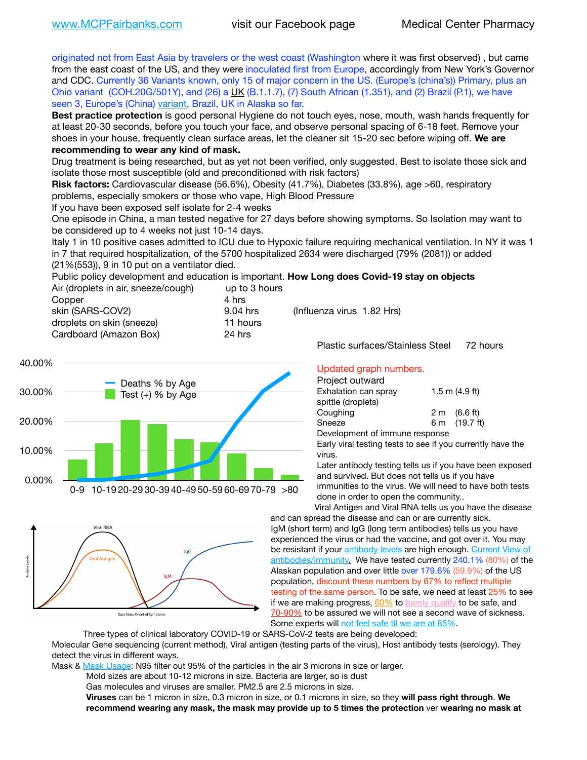originated not from East Asia by travelers or the west coast (Washington where it was first observed) , but came from the east coast of the US, and they were inoculated first from Europe, accordingly from New York's Governor and CDC. Currently 36 Variants known, only 15 of major concern in the US. (Europe's (china's)) Primary, plus an Ohio variant (COH.20G/501Y), and (26) a UK (B.1.1.7), (7) South African (1.351), and (2) Brazil (P.1), we have seen 3, Europe's (China) variant, Brazil, UK in Alaska so far.

**Best practice protection** is good personal Hygiene do not touch eyes, nose, mouth, wash hands frequently for at least 20-30 seconds, before you touch your face, and observe personal spacing of 6-18 feet. Remove your shoes in your house, frequently clean surface areas, let the cleaner sit 15-20 sec before wiping off. **We are recommending to wear any kind of mask.**

Drug treatment is being researched, but as yet not been verified, only suggested. Best to isolate those sick and isolate those most susceptible (old and preconditioned with risk factors)

**Risk factors:** Cardiovascular disease (56.6%), Obesity (41.7%), Diabetes (33.8%), age >60, respiratory problems, especially smokers or those who vape, High Blood Pressure

If you have been exposed self isolate for 2-4 weeks

One episode in China, a man tested negative for 27 days before showing symptoms. So Isolation may want to be considered up to 4 weeks not just 10-14 days.

Italy 1 in 10 positive cases admitted to ICU due to Hypoxic failure requiring mechanical ventilation. In NY it was 1 in 7 that required hospitalization, of the 5700 hospitalized 2634 were discharged (79% (2081)) or added (21%(553)), 9 in 10 put on a ventilator died.

Public policy development and education is important. **How Long does Covid-19 stay on objects**

| | | |
|---|---|---|
| Air (droplets in air, sneeze/cough) | up to 3 hours | |
| Copper | 4 hrs | |
| skin (SARS-COV2) | 9.04 hrs | (Influenza virus 1.82 Hrs) |
| droplets on skin (sneeze) | 11 hours | |
| Cardboard (Amazon Box) | 24 hrs | |
| Plastic surfaces/Stainless Steel | 72 hours | |

Updated graph numbers.

Project outward

| | |
|---|---|
| Exhalation can spray spittle (droplets) | 1.5 m (4.9 ft) |
| Coughing | 2 m (6.6 ft) |
| Sneeze | 6 m (19.7 ft) |

Development of immune response

Early viral testing tests to see if you currently have the virus.

Later antibody testing tells us if you have been exposed and survived. But does not tells us if you have immunities to the virus. We will need to have both tests done in order to open the community..

Viral Antigen and Viral RNA tells us you have the disease and can spread the disease and can or are currently sick.

IgM (short term) and IgG (long term antibodies) tells us you have experienced the virus or had the vaccine, and got over it. You may be resistant if your antibody levels are high enough. Current View of antibodies/immunity. We have tested currently 240.1% (80%) of the Alaskan population and over little over 179.6% (59.9%) of the US population, discount these numbers by 67% to reflect multiple testing of the same person. To be safe, we need at least 25% to see if we are making progress, 60% to barely qualify to be safe, and 70-90% to be assured we will not see a second wave of sickness. Some experts will not feel safe til we are at 85%.

Three types of clinical laboratory COVID-19 or SARS-CoV-2 tests are being developed:

Molecular Gene sequencing (current method), Viral antigen (testing parts of the virus), Host antibody tests (serology). They detect the virus in different ways.

Mask & Mask Usage: N95 filter out 95% of the particles in the air 3 microns in size or larger.

Mold sizes are about 10-12 microns in size. Bacteria are larger, so is dust

Gas molecules and viruses are smaller. PM2.5 are 2.5 microns in size.

**Viruses** can be 1 micron in size, 0.3 micron in size, or 0.1 microns in size, so they **will pass right through**. **We recommend wearing any mask, the mask may provide up to 5 times the protection** ver **wearing no mask at**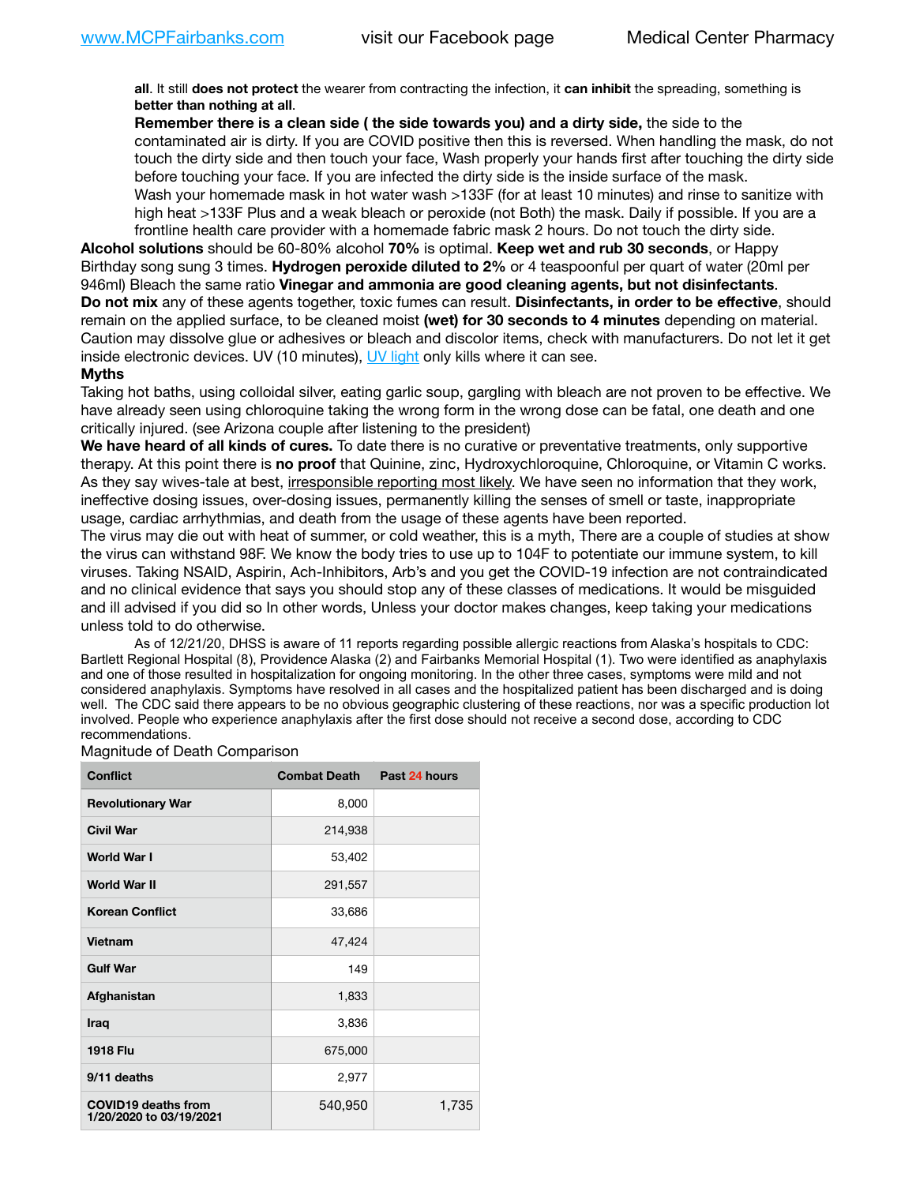**all**. It still **does not protect** the wearer from contracting the infection, it **can inhibit** the spreading, something is **better than nothing at all**.

**Remember there is a clean side ( the side towards you) and a dirty side,** the side to the contaminated air is dirty. If you are COVID positive then this is reversed. When handling the mask, do not touch the dirty side and then touch your face, Wash properly your hands first after touching the dirty side before touching your face. If you are infected the dirty side is the inside surface of the mask.

Wash your homemade mask in hot water wash >133F (for at least 10 minutes) and rinse to sanitize with high heat >133F Plus and a weak bleach or peroxide (not Both) the mask. Daily if possible. If you are a frontline health care provider with a homemade fabric mask 2 hours. Do not touch the dirty side.

**Alcohol solutions** should be 60-80% alcohol **70%** is optimal. **Keep wet and rub 30 seconds**, or Happy Birthday song sung 3 times. **Hydrogen peroxide diluted to 2%** or 4 teaspoonful per quart of water (20ml per 946ml) Bleach the same ratio **Vinegar and ammonia are good cleaning agents, but not disinfectants**. **Do not mix** any of these agents together, toxic fumes can result. **Disinfectants, in order to be effective**, should remain on the applied surface, to be cleaned moist **(wet) for 30 seconds to 4 minutes** depending on material. Caution may dissolve glue or adhesives or bleach and discolor items, check with manufacturers. Do not let it get inside electronic devices. UV (10 minutes), UV light only kills where it can see.

**Myths**

Taking hot baths, using colloidal silver, eating garlic soup, gargling with bleach are not proven to be effective. We have already seen using chloroquine taking the wrong form in the wrong dose can be fatal, one death and one critically injured. (see Arizona couple after listening to the president)

**We have heard of all kinds of cures.** To date there is no curative or preventative treatments, only supportive therapy. At this point there is **no proof** that Quinine, zinc, Hydroxychloroquine, Chloroquine, or Vitamin C works. As they say wives-tale at best, irresponsible reporting most likely. We have seen no information that they work, ineffective dosing issues, over-dosing issues, permanently killing the senses of smell or taste, inappropriate usage, cardiac arrhythmias, and death from the usage of these agents have been reported.

The virus may die out with heat of summer, or cold weather, this is a myth, There are a couple of studies at show the virus can withstand 98F. We know the body tries to use up to 104F to potentiate our immune system, to kill viruses. Taking NSAID, Aspirin, Ach-Inhibitors, Arb's and you get the COVID-19 infection are not contraindicated and no clinical evidence that says you should stop any of these classes of medications. It would be misguided and ill advised if you did so In other words, Unless your doctor makes changes, keep taking your medications unless told to do otherwise.

As of 12/21/20, DHSS is aware of 11 reports regarding possible allergic reactions from Alaska's hospitals to CDC: Bartlett Regional Hospital (8), Providence Alaska (2) and Fairbanks Memorial Hospital (1). Two were identified as anaphylaxis and one of those resulted in hospitalization for ongoing monitoring. In the other three cases, symptoms were mild and not considered anaphylaxis. Symptoms have resolved in all cases and the hospitalized patient has been discharged and is doing well. The CDC said there appears to be no obvious geographic clustering of these reactions, nor was a specific production lot involved. People who experience anaphylaxis after the first dose should not receive a second dose, according to CDC recommendations.

Magnitude of Death Comparison

| Conflict | Combat Death | Past 24 hours |
|---|---|---|
| Revolutionary War | 8,000 | |
| Civil War | 214,938 | |
| World War I | 53,402 | |
| World War II | 291,557 | |
| Korean Conflict | 33,686 | |
| Vietnam | 47,424 | |
| Gulf War | 149 | |
| Afghanistan | 1,833 | |
| Iraq | 3,836 | |
| 1918 Flu | 675,000 | |
| 9/11 deaths | 2,977 | |
| COVID19 deaths from 1/20/2020 to 03/19/2021 | 540,950 | 1,735 |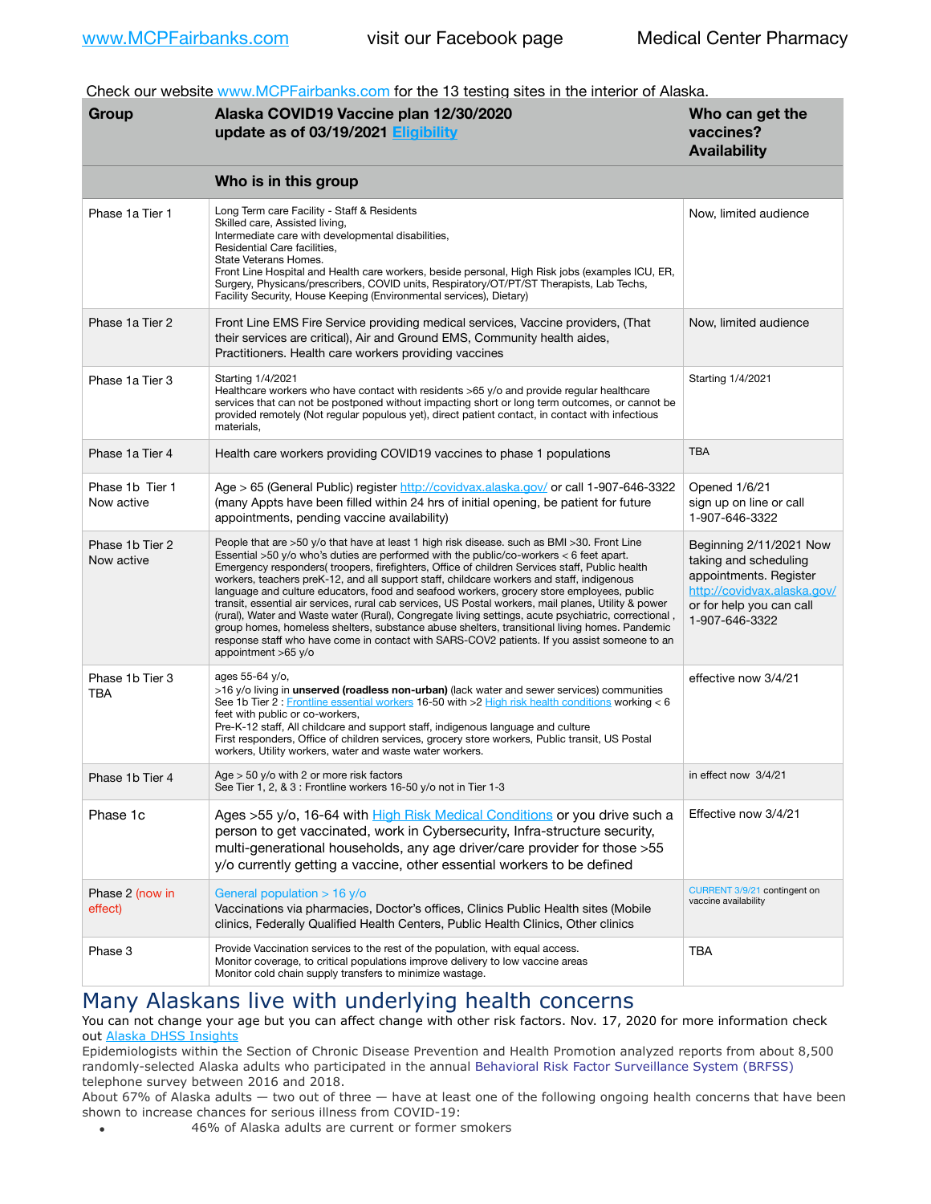Check our website www.MCPFairbanks.com for the 13 testing sites in the interior of Alaska.

| Group | Alaska COVID19 Vaccine plan 12/30/2020 update as of 03/19/2021 Eligibility | Who can get the vaccines? Availability |
|---|---|---|
| | **Who is in this group** | |
| Phase 1a Tier 1 | Long Term care Facility - Staff & Residents Skilled care, Assisted living, Intermediate care with developmental disabilities, Residential Care facilities, State Veterans Homes. Front Line Hospital and Health care workers, beside personal, High Risk jobs (examples ICU, ER, Surgery, Physicans/prescribers, COVID units, Respiratory/OT/PT/ST Therapists, Lab Techs, Facility Security, House Keeping (Environmental services), Dietary) | Now, limited audience |
| Phase 1a Tier 2 | Front Line EMS Fire Service providing medical services, Vaccine providers, (That their services are critical), Air and Ground EMS, Community health aides, Practitioners. Health care workers providing vaccines | Now, limited audience |
| Phase 1a Tier 3 | Starting 1/4/2021 Healthcare workers who have contact with residents >65 y/o and provide regular healthcare services that can not be postponed without impacting short or long term outcomes, or cannot be provided remotely (Not regular populous yet), direct patient contact, in contact with infectious materials, | Starting 1/4/2021 |
| Phase 1a Tier 4 | Health care workers providing COVID19 vaccines to phase 1 populations | TBA |
| Phase 1b Tier 1 Now active | Age > 65 (General Public) register http://covidvax.alaska.gov/ or call 1-907-646-3322 (many Appts have been filled within 24 hrs of initial opening, be patient for future appointments, pending vaccine availability) | Opened 1/6/21 sign up on line or call 1-907-646-3322 |
| Phase 1b Tier 2 Now active | People that are >50 y/o that have at least 1 high risk disease. such as BMI >30. Front Line Essential >50 y/o who's duties are performed with the public/co-workers < 6 feet apart. Emergency responders( troopers, firefighters, Office of children Services staff, Public health workers, teachers preK-12, and all support staff, childcare workers and staff, indigenous language and culture educators, food and seafood workers, grocery store employees, public transit, essential air services, rural cab services, US Postal workers, mail planes, Utility & power (rural), Water and Waste water (Rural), Congregate living settings, acute psychiatric, correctional , group homes, homeless shelters, substance abuse shelters, transitional living homes. Pandemic response staff who have come in contact with SARS-COV2 patients. If you assist someone to an appointment >65 y/o | Beginning 2/11/2021 Now taking and scheduling appointments. Register http://covidvax.alaska.gov/ or for help you can call 1-907-646-3322 |
| Phase 1b Tier 3 TBA | ages 55-64 y/o, >16 y/o living in **unserved (roadless non-urban)** (lack water and sewer services) communities See 1b Tier 2 : Frontline essential workers 16-50 with >2 High risk health conditions working < 6 feet with public or co-workers, Pre-K-12 staff, All childcare and support staff, indigenous language and culture First responders, Office of children services, grocery store workers, Public transit, US Postal workers, Utility workers, water and waste water workers. | effective now 3/4/21 |
| Phase 1b Tier 4 | Age > 50 y/o with 2 or more risk factors See Tier 1, 2, & 3 : Frontline workers 16-50 y/o not in Tier 1-3 | in effect now 3/4/21 |
| Phase 1c | Ages >55 y/o, 16-64 with High Risk Medical Conditions or you drive such a person to get vaccinated, work in Cybersecurity, Infra-structure security, multi-generational households, any age driver/care provider for those >55 y/o currently getting a vaccine, other essential workers to be defined | Effective now 3/4/21 |
| Phase 2 (now in effect) | General population > 16 y/o Vaccinations via pharmacies, Doctor's offices, Clinics Public Health sites (Mobile clinics, Federally Qualified Health Centers, Public Health Clinics, Other clinics | CURRENT 3/9/21 contingent on vaccine availability |
| Phase 3 | Provide Vaccination services to the rest of the population, with equal access. Monitor coverage, to critical populations improve delivery to low vaccine areas Monitor cold chain supply transfers to minimize wastage. | TBA |

# Many Alaskans live with underlying health concerns

You can not change your age but you can affect change with other risk factors. Nov. 17, 2020 for more information check out Alaska DHSS Insights

Epidemiologists within the Section of Chronic Disease Prevention and Health Promotion analyzed reports from about 8,500 randomly-selected Alaska adults who participated in the annual Behavioral Risk Factor Surveillance System (BRFSS) telephone survey between 2016 and 2018.

About 67% of Alaska adults — two out of three — have at least one of the following ongoing health concerns that have been shown to increase chances for serious illness from COVID-19:

- 46% of Alaska adults are current or former smokers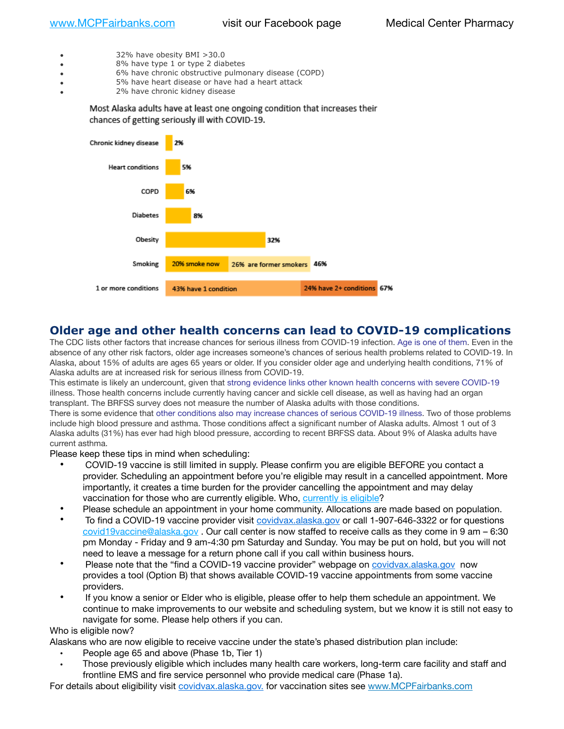- 32% have obesity BMI >30.0
- 8% have type 1 or type 2 diabetes
- 6% have chronic obstructive pulmonary disease (COPD)
- 5% have heart disease or have had a heart attack
- 2% have chronic kidney disease

Most Alaska adults have at least one ongoing condition that increases their chances of getting seriously ill with COVID-19.

Chronic kidney disease 2%
Heart conditions 5%
COPD 6%
Diabetes 8%
Obesity 32%
Smoking 20% smoke now 26% are former smokers 46%
1 or more conditions 43% have 1 condition 24% have 2+ conditions 67%

## Older age and other health concerns can lead to COVID-19 complications

The CDC lists other factors that increase chances for serious illness from COVID-19 infection. Age is one of them. Even in the absence of any other risk factors, older age increases someone's chances of serious health problems related to COVID-19. In Alaska, about 15% of adults are ages 65 years or older. If you consider older age and underlying health conditions, 71% of Alaska adults are at increased risk for serious illness from COVID-19.

This estimate is likely an undercount, given that strong evidence links other known health concerns with severe COVID-19 illness. Those health concerns include currently having cancer and sickle cell disease, as well as having had an organ transplant. The BRFSS survey does not measure the number of Alaska adults with those conditions.

There is some evidence that other conditions also may increase chances of serious COVID-19 illness. Two of those problems include high blood pressure and asthma. Those conditions affect a significant number of Alaska adults. Almost 1 out of 3 Alaska adults (31%) has ever had high blood pressure, according to recent BRFSS data. About 9% of Alaska adults have current asthma.

Please keep these tips in mind when scheduling:

- COVID-19 vaccine is still limited in supply. Please confirm you are eligible BEFORE you contact a provider. Scheduling an appointment before you're eligible may result in a cancelled appointment. More importantly, it creates a time burden for the provider cancelling the appointment and may delay vaccination for those who are currently eligible. Who, currently is eligible?
- Please schedule an appointment in your home community. Allocations are made based on population.
- To find a COVID-19 vaccine provider visit covidvax.alaska.gov or call 1-907-646-3322 or for questions covid19vaccine@alaska.gov . Our call center is now staffed to receive calls as they come in 9 am – 6:30 pm Monday - Friday and 9 am-4:30 pm Saturday and Sunday. You may be put on hold, but you will not need to leave a message for a return phone call if you call within business hours.
- Please note that the "find a COVID-19 vaccine provider" webpage on covidvax.alaska.gov now provides a tool (Option B) that shows available COVID-19 vaccine appointments from some vaccine providers.
- If you know a senior or Elder who is eligible, please offer to help them schedule an appointment. We continue to make improvements to our website and scheduling system, but we know it is still not easy to navigate for some. Please help others if you can.

Who is eligible now?

Alaskans who are now eligible to receive vaccine under the state's phased distribution plan include:

- People age 65 and above (Phase 1b, Tier 1)
- Those previously eligible which includes many health care workers, long-term care facility and staff and frontline EMS and fire service personnel who provide medical care (Phase 1a).

For details about eligibility visit covidvax.alaska.gov. for vaccination sites see www.MCPFairbanks.com